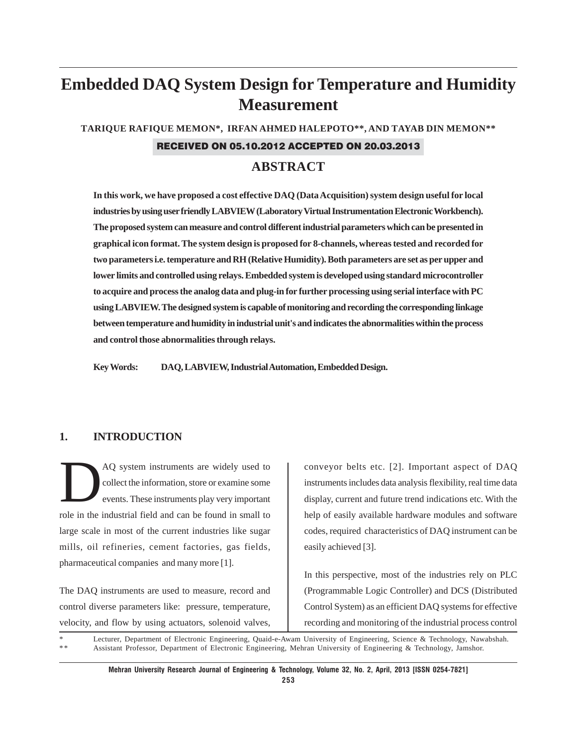# Embedded DAQ System Design for Temperature and Humidity Measurement

**TARIQUE RAFIQUE MEMON*, IRFAN AHMED HALEPOTO**, AND TAYAB DIN MEMON****

**RECEIVED ON 05.10.2012 ACCEPTED ON 20.03.2013**

## ABSTRACT

**In this work, we have proposed a cost effective DAQ (Data Acquisition) system design useful for local industries by using user friendly LABVIEW (Laboratory Virtual Instrumentation Electronic Workbench). The proposed system can measure and control different industrial parameters which can be presented in graphical icon format. The system design is proposed for 8-channels, whereas tested and recorded for two parameters i.e. temperature and RH (Relative Humidity). Both parameters are set as per upper and lower limits and controlled using relays. Embedded system is developed using standard microcontroller to acquire and process the analog data and plug-in for further processing using serial interface with PC using LABVIEW. The designed system is capable of monitoring and recording the corresponding linkage between temperature and humidity in industrial unit's and indicates the abnormalities within the process and control those abnormalities through relays.**

**Key Words: DAQ, LABVIEW, Industrial Automation, Embedded Design.**

## 1. INTRODUCTION

DAQ system instruments are widely used to collect the information, store or examine some events. These instruments play very important role in the industrial field and can be found in small to large scale in most of the current industries like sugar mills, oil refineries, cement factories, gas fields, pharmaceutical companies and many more [1].

The DAQ instruments are used to measure, record and control diverse parameters like: pressure, temperature, velocity, and flow by using actuators, solenoid valves, conveyor belts etc. [2]. Important aspect of DAQ instruments includes data analysis flexibility, real time data display, current and future trend indications etc. With the help of easily available hardware modules and software codes, required characteristics of DAQ instrument can be easily achieved [3].

In this perspective, most of the industries rely on PLC (Programmable Logic Controller) and DCS (Distributed Control System) as an efficient DAQ systems for effective recording and monitoring of the industrial process control

\* Lecturer, Department of Electronic Engineering, Quaid-e-Awam University of Engineering, Science & Technology, Nawabshah.
\*\* Assistant Professor, Department of Electronic Engineering, Mehran University of Engineering & Technology, Jamshoro.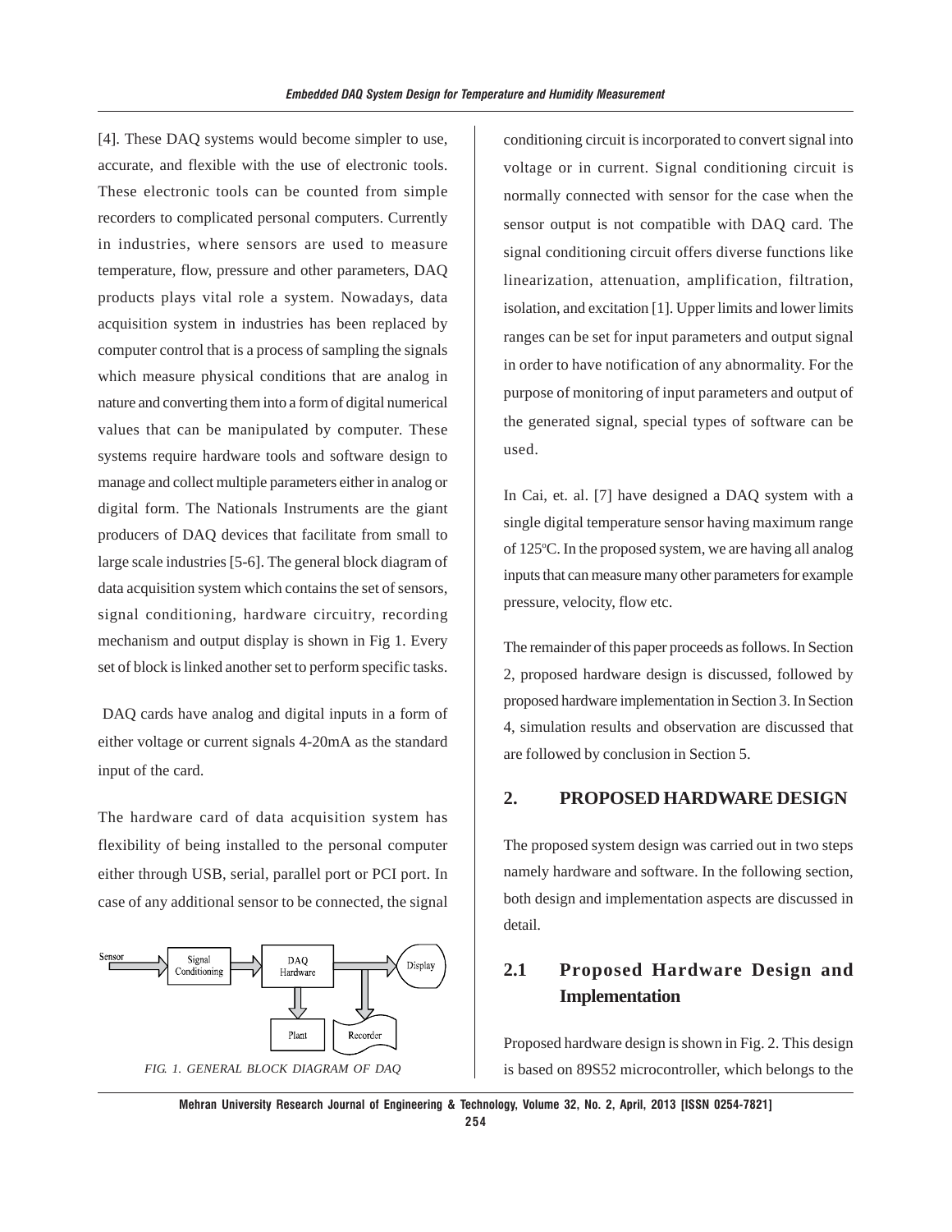[4]. These DAQ systems would become simpler to use, accurate, and flexible with the use of electronic tools. These electronic tools can be counted from simple recorders to complicated personal computers. Currently in industries, where sensors are used to measure temperature, flow, pressure and other parameters, DAQ products plays vital role a system. Nowadays, data acquisition system in industries has been replaced by computer control that is a process of sampling the signals which measure physical conditions that are analog in nature and converting them into a form of digital numerical values that can be manipulated by computer. These systems require hardware tools and software design to manage and collect multiple parameters either in analog or digital form. The Nationals Instruments are the giant producers of DAQ devices that facilitate from small to large scale industries [5-6]. The general block diagram of data acquisition system which contains the set of sensors, signal conditioning, hardware circuitry, recording mechanism and output display is shown in Fig 1. Every set of block is linked another set to perform specific tasks.

DAQ cards have analog and digital inputs in a form of either voltage or current signals 4-20mA as the standard input of the card.

The hardware card of data acquisition system has flexibility of being installed to the personal computer either through USB, serial, parallel port or PCI port. In case of any additional sensor to be connected, the signal conditioning circuit is incorporated to convert signal into voltage or in current. Signal conditioning circuit is normally connected with sensor for the case when the sensor output is not compatible with DAQ card. The signal conditioning circuit offers diverse functions like linearization, attenuation, amplification, filtration, isolation, and excitation [1]. Upper limits and lower limits ranges can be set for input parameters and output signal in order to have notification of any abnormality. For the purpose of monitoring of input parameters and output of the generated signal, special types of software can be used.

Sensor → Signal Conditioning → DAQ Hardware → Display; DAQ Hardware → Plant; DAQ Hardware → Recorder

*FIG. 1. GENERAL BLOCK DIAGRAM OF DAQ*

In Cai, et. al. [7] have designed a DAQ system with a single digital temperature sensor having maximum range of 125$^{o}$C. In the proposed system, we are having all analog inputs that can measure many other parameters for example pressure, velocity, flow etc.

The remainder of this paper proceeds as follows. In Section 2, proposed hardware design is discussed, followed by proposed hardware implementation in Section 3. In Section 4, simulation results and observation are discussed that are followed by conclusion in Section 5.

## 2. PROPOSED HARDWARE DESIGN

The proposed system design was carried out in two steps namely hardware and software. In the following section, both design and implementation aspects are discussed in detail.

### 2.1 Proposed Hardware Design and Implementation

Proposed hardware design is shown in Fig. 2. This design is based on 89S52 microcontroller, which belongs to the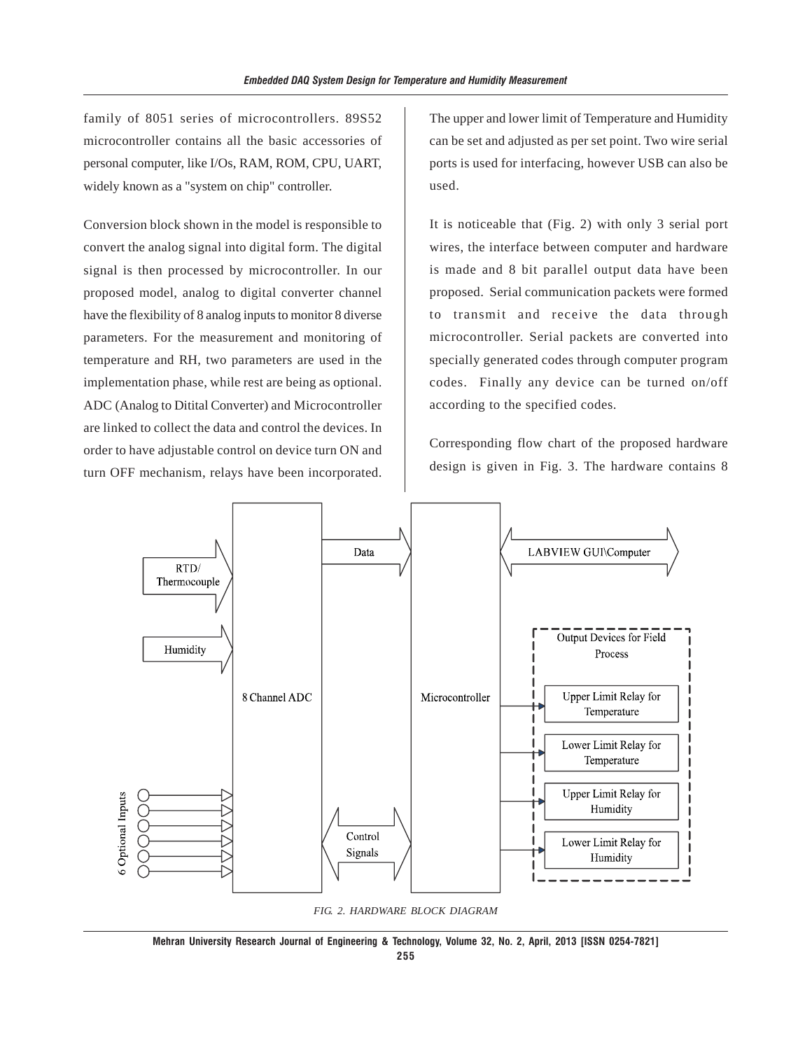family of 8051 series of microcontrollers. 89S52 microcontroller contains all the basic accessories of personal computer, like I/Os, RAM, ROM, CPU, UART, widely known as a "system on chip" controller.

Conversion block shown in the model is responsible to convert the analog signal into digital form. The digital signal is then processed by microcontroller. In our proposed model, analog to digital converter channel have the flexibility of 8 analog inputs to monitor 8 diverse parameters. For the measurement and monitoring of temperature and RH, two parameters are used in the implementation phase, while rest are being as optional. ADC (Analog to Ditital Converter) and Microcontroller are linked to collect the data and control the devices. In order to have adjustable control on device turn ON and turn OFF mechanism, relays have been incorporated. The upper and lower limit of Temperature and Humidity can be set and adjusted as per set point. Two wire serial ports is used for interfacing, however USB can also be used.

It is noticeable that (Fig. 2) with only 3 serial port wires, the interface between computer and hardware is made and 8 bit parallel output data have been proposed. Serial communication packets were formed to transmit and receive the data through microcontroller. Serial packets are converted into specially generated codes through computer program codes. Finally any device can be turned on/off according to the specified codes.

Corresponding flow chart of the proposed hardware design is given in Fig. 3. The hardware contains 8

*FIG. 2. HARDWARE BLOCK DIAGRAM*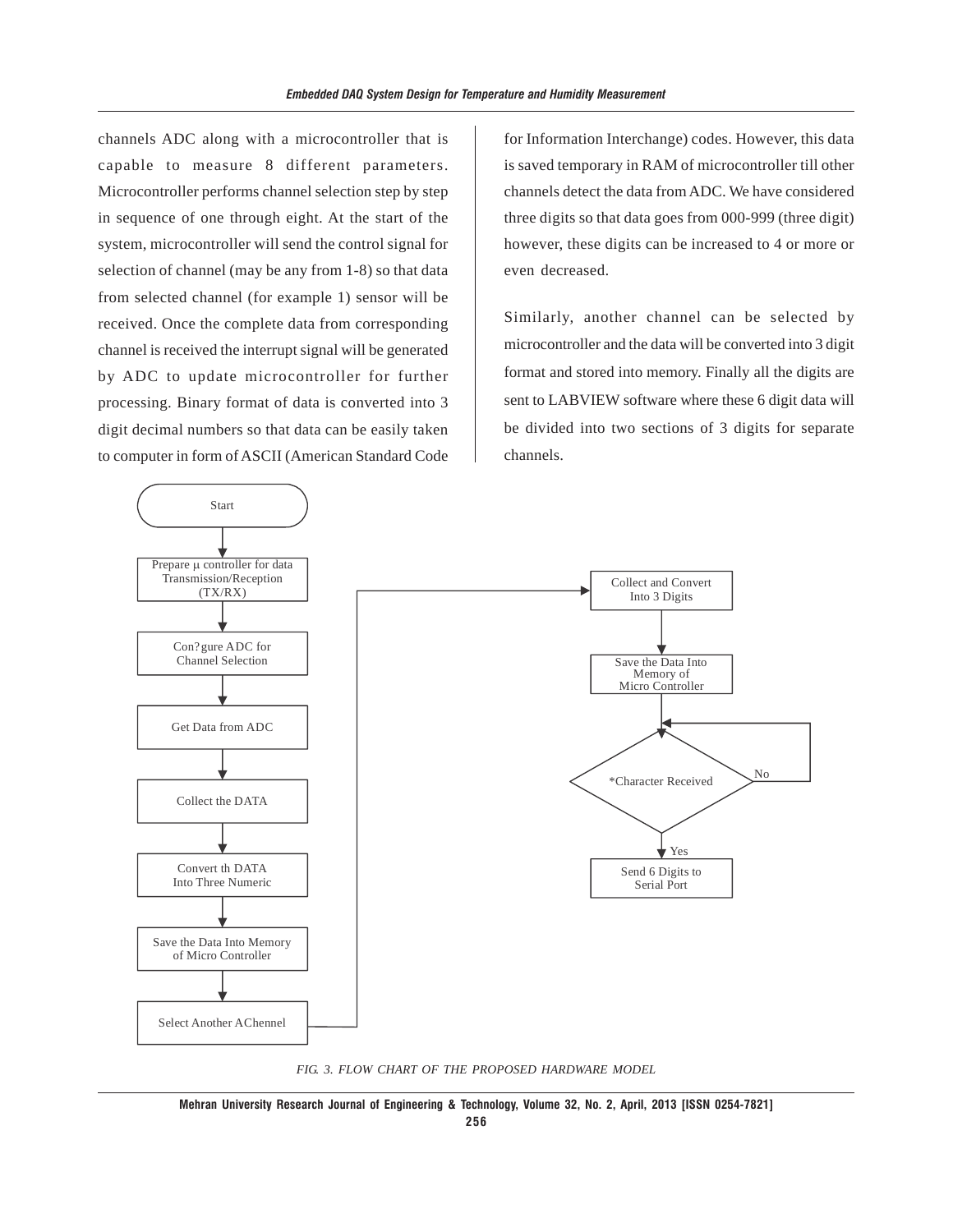channels ADC along with a microcontroller that is capable to measure 8 different parameters. Microcontroller performs channel selection step by step in sequence of one through eight. At the start of the system, microcontroller will send the control signal for selection of channel (may be any from 1-8) so that data from selected channel (for example 1) sensor will be received. Once the complete data from corresponding channel is received the interrupt signal will be generated by ADC to update microcontroller for further processing. Binary format of data is converted into 3 digit decimal numbers so that data can be easily taken to computer in form of ASCII (American Standard Code for Information Interchange) codes. However, this data is saved temporary in RAM of microcontroller till other channels detect the data from ADC. We have considered three digits so that data goes from 000-999 (three digit) however, these digits can be increased to 4 or more or even decreased.

Similarly, another channel can be selected by microcontroller and the data will be converted into 3 digit format and stored into memory. Finally all the digits are sent to LABVIEW software where these 6 digit data will be divided into two sections of 3 digits for separate channels.

Start → Prepare μ controller for data Transmission/Reception (TX/RX) → Con?gure ADC for Channel Selection → Get Data from ADC → Collect the DATA → Convert th DATA Into Three Numeric → Save the Data Into Memory of Micro Controller → Select Another AChennel → Collect and Convert Into 3 Digits → Save the Data Into Memory of Micro Controller → *Character Received (No: loop back; Yes) → Send 6 Digits to Serial Port

*FIG. 3. FLOW CHART OF THE PROPOSED HARDWARE MODEL*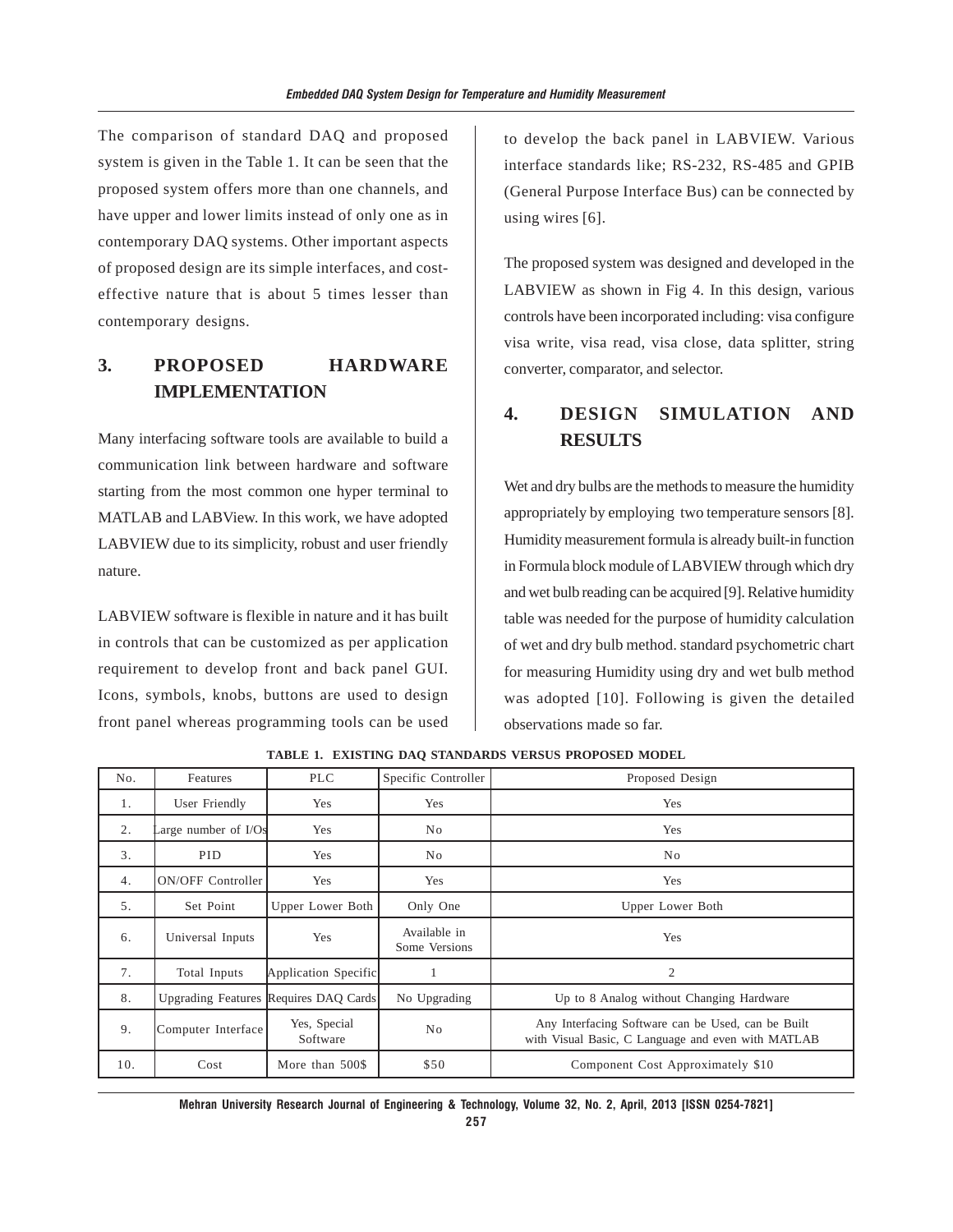The comparison of standard DAQ and proposed system is given in the Table 1. It can be seen that the proposed system offers more than one channels, and have upper and lower limits instead of only one as in contemporary DAQ systems. Other important aspects of proposed design are its simple interfaces, and cost-effective nature that is about 5 times lesser than contemporary designs.

## 3. PROPOSED HARDWARE IMPLEMENTATION

Many interfacing software tools are available to build a communication link between hardware and software starting from the most common one hyper terminal to MATLAB and LABView. In this work, we have adopted LABVIEW due to its simplicity, robust and user friendly nature.

LABVIEW software is flexible in nature and it has built in controls that can be customized as per application requirement to develop front and back panel GUI. Icons, symbols, knobs, buttons are used to design front panel whereas programming tools can be used to develop the back panel in LABVIEW. Various interface standards like; RS-232, RS-485 and GPIB (General Purpose Interface Bus) can be connected by using wires [6].

The proposed system was designed and developed in the LABVIEW as shown in Fig 4. In this design, various controls have been incorporated including: visa configure visa write, visa read, visa close, data splitter, string converter, comparator, and selector.

## 4. DESIGN SIMULATION AND RESULTS

Wet and dry bulbs are the methods to measure the humidity appropriately by employing two temperature sensors [8]. Humidity measurement formula is already built-in function in Formula block module of LABVIEW through which dry and wet bulb reading can be acquired [9]. Relative humidity table was needed for the purpose of humidity calculation of wet and dry bulb method. standard psychometric chart for measuring Humidity using dry and wet bulb method was adopted [10]. Following is given the detailed observations made so far.

**TABLE 1. EXISTING DAQ STANDARDS VERSUS PROPOSED MODEL**

| No. | Features | PLC | Specific Controller | Proposed Design |
|---|---|---|---|---|
| 1. | User Friendly | Yes | Yes | Yes |
| 2. | Large number of I/Os | Yes | No | Yes |
| 3. | PID | Yes | No | No |
| 4. | ON/OFF Controller | Yes | Yes | Yes |
| 5. | Set Point | Upper Lower Both | Only One | Upper Lower Both |
| 6. | Universal Inputs | Yes | Available in Some Versions | Yes |
| 7. | Total Inputs | Application Specific | 1 | 2 |
| 8. | Upgrading Features | Requires DAQ Cards | No Upgrading | Up to 8 Analog without Changing Hardware |
| 9. | Computer Interface | Yes, Special Software | No | Any Interfacing Software can be Used, can be Built with Visual Basic, C Language and even with MATLAB |
| 10. | Cost | More than 500$ | $50 | Component Cost Approximately $10 |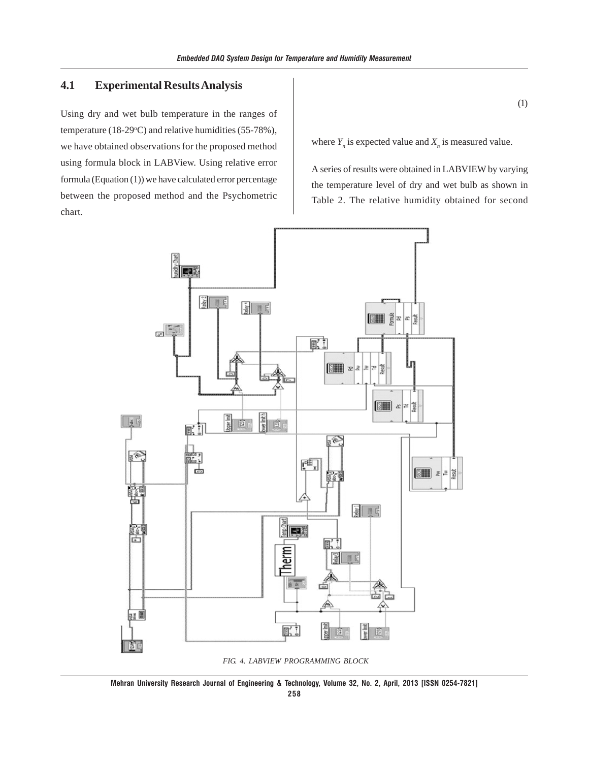## 4.1 Experimental Results Analysis

Using dry and wet bulb temperature in the ranges of temperature (18-29°C) and relative humidities (55-78%), we have obtained observations for the proposed method using formula block in LABView. Using relative error formula (Equation (1)) we have calculated error percentage between the proposed method and the Psychometric chart.

(1)

where $Y_n$ is expected value and $X_n$ is measured value.

A series of results were obtained in LABVIEW by varying the temperature level of dry and wet bulb as shown in Table 2. The relative humidity obtained for second

FIG. 4. LABVIEW PROGRAMMING BLOCK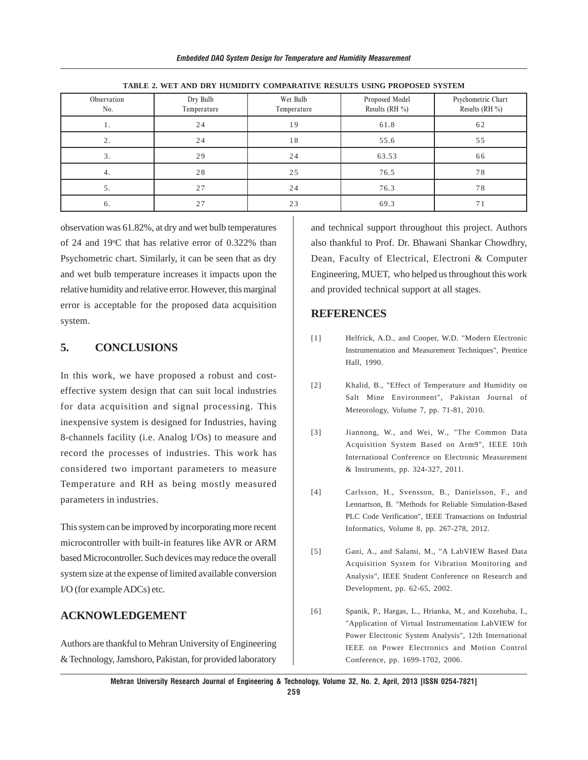TABLE 2. WET AND DRY HUMIDITY COMPARATIVE RESULTS USING PROPOSED SYSTEM

| Observation No. | Dry Bulb Temperature | Wet Bulb Temperature | Proposed Model Results (RH %) | Psychometric Chart Results (RH %) |
|---|---|---|---|---|
| 1. | 24 | 19 | 61.8 | 62 |
| 2. | 24 | 18 | 55.6 | 55 |
| 3. | 29 | 24 | 63.53 | 66 |
| 4. | 28 | 25 | 76.5 | 78 |
| 5. | 27 | 24 | 76.3 | 78 |
| 6. | 27 | 23 | 69.3 | 71 |

observation was 61.82%, at dry and wet bulb temperatures of 24 and 19°C that has relative error of 0.322% than Psychometric chart. Similarly, it can be seen that as dry and wet bulb temperature increases it impacts upon the relative humidity and relative error. However, this marginal error is acceptable for the proposed data acquisition system.

## 5. CONCLUSIONS

In this work, we have proposed a robust and cost-effective system design that can suit local industries for data acquisition and signal processing. This inexpensive system is designed for Industries, having 8-channels facility (i.e. Analog I/Os) to measure and record the processes of industries. This work has considered two important parameters to measure Temperature and RH as being mostly measured parameters in industries.

This system can be improved by incorporating more recent microcontroller with built-in features like AVR or ARM based Microcontroller. Such devices may reduce the overall system size at the expense of limited available conversion I/O (for example ADCs) etc.

## ACKNOWLEDGEMENT

Authors are thankful to Mehran University of Engineering & Technology, Jamshoro, Pakistan, for provided laboratory and technical support throughout this project. Authors also thankful to Prof. Dr. Bhawani Shankar Chowdhry, Dean, Faculty of Electrical, Electroni & Computer Engineering, MUET, who helped us throughout this work and provided technical support at all stages.

## REFERENCES

[1] Helfrick, A.D., and Cooper, W.D. "Modern Electronic Instrumentation and Measurement Techniques", Prentice Hall, 1990.

[2] Khalid, B., "Effect of Temperature and Humidity on Salt Mine Environment", Pakistan Journal of Meteorology, Volume 7, pp. 71-81, 2010.

[3] Jiannong, W., and Wei, W., "The Common Data Acquisition System Based on Arm9", IEEE 10th International Conference on Electronic Measurement & Instruments, pp. 324-327, 2011.

[4] Carlsson, H., Svensson, B., Danielsson, F., and Lennartson, B. "Methods for Reliable Simulation-Based PLC Code Verification", IEEE Transactions on Industrial Informatics, Volume 8, pp. 267-278, 2012.

[5] Gani, A., and Salami, M., "A LabVIEW Based Data Acquisition System for Vibration Monitoring and Analysis", IEEE Student Conference on Research and Development, pp. 62-65, 2002.

[6] Spanik, P., Hargas, L., Hrianka, M., and Kozehuba, I., "Application of Virtual Instrumentation LabVIEW for Power Electronic System Analysis", 12th International IEEE on Power Electronics and Motion Control Conference, pp. 1699-1702, 2006.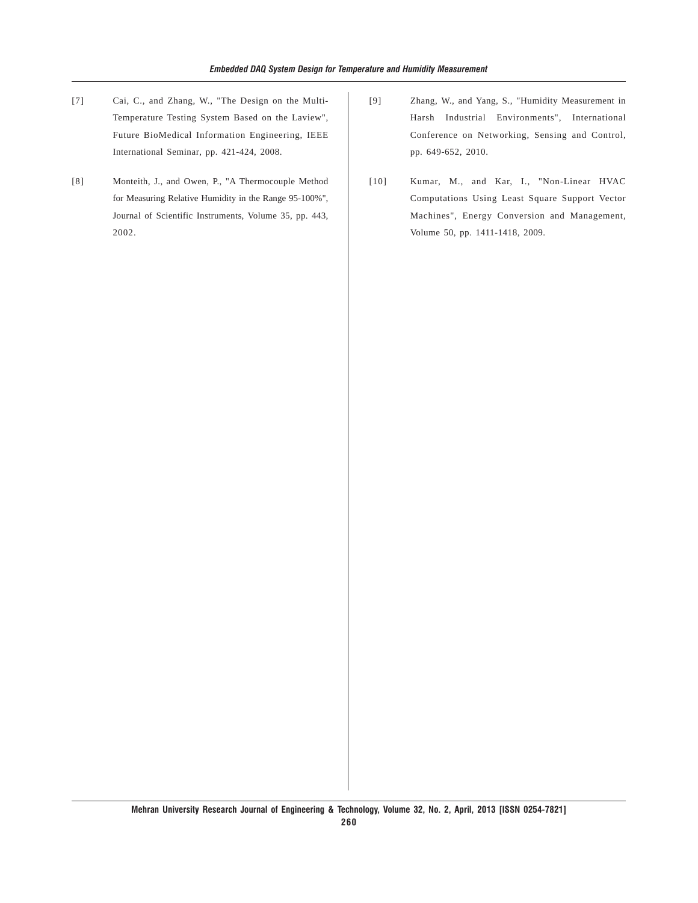[7] Cai, C., and Zhang, W., "The Design on the Multi-Temperature Testing System Based on the Laview", Future BioMedical Information Engineering, IEEE International Seminar, pp. 421-424, 2008.

[8] Monteith, J., and Owen, P., "A Thermocouple Method for Measuring Relative Humidity in the Range 95-100%", Journal of Scientific Instruments, Volume 35, pp. 443, 2002.

[9] Zhang, W., and Yang, S., "Humidity Measurement in Harsh Industrial Environments", International Conference on Networking, Sensing and Control, pp. 649-652, 2010.

[10] Kumar, M., and Kar, I., "Non-Linear HVAC Computations Using Least Square Support Vector Machines", Energy Conversion and Management, Volume 50, pp. 1411-1418, 2009.